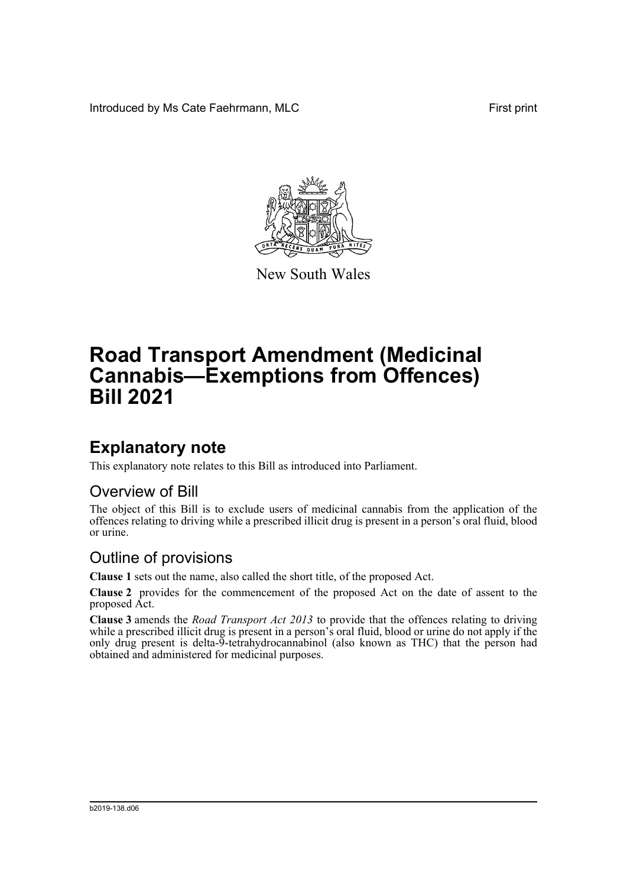Introduced by Ms Cate Faehrmann, MLC First print

New South Wales

# Road Transport Amendment (Medicinal Cannabis—Exemptions from Offences) Bill 2021

## Explanatory note

This explanatory note relates to this Bill as introduced into Parliament.

### Overview of Bill

The object of this Bill is to exclude users of medicinal cannabis from the application of the offences relating to driving while a prescribed illicit drug is present in a person's oral fluid, blood or urine.

### Outline of provisions

**Clause 1** sets out the name, also called the short title, of the proposed Act.

**Clause 2** provides for the commencement of the proposed Act on the date of assent to the proposed Act.

**Clause 3** amends the *Road Transport Act 2013* to provide that the offences relating to driving while a prescribed illicit drug is present in a person's oral fluid, blood or urine do not apply if the only drug present is delta-9-tetrahydrocannabinol (also known as THC) that the person had obtained and administered for medicinal purposes.

b2019-138.d06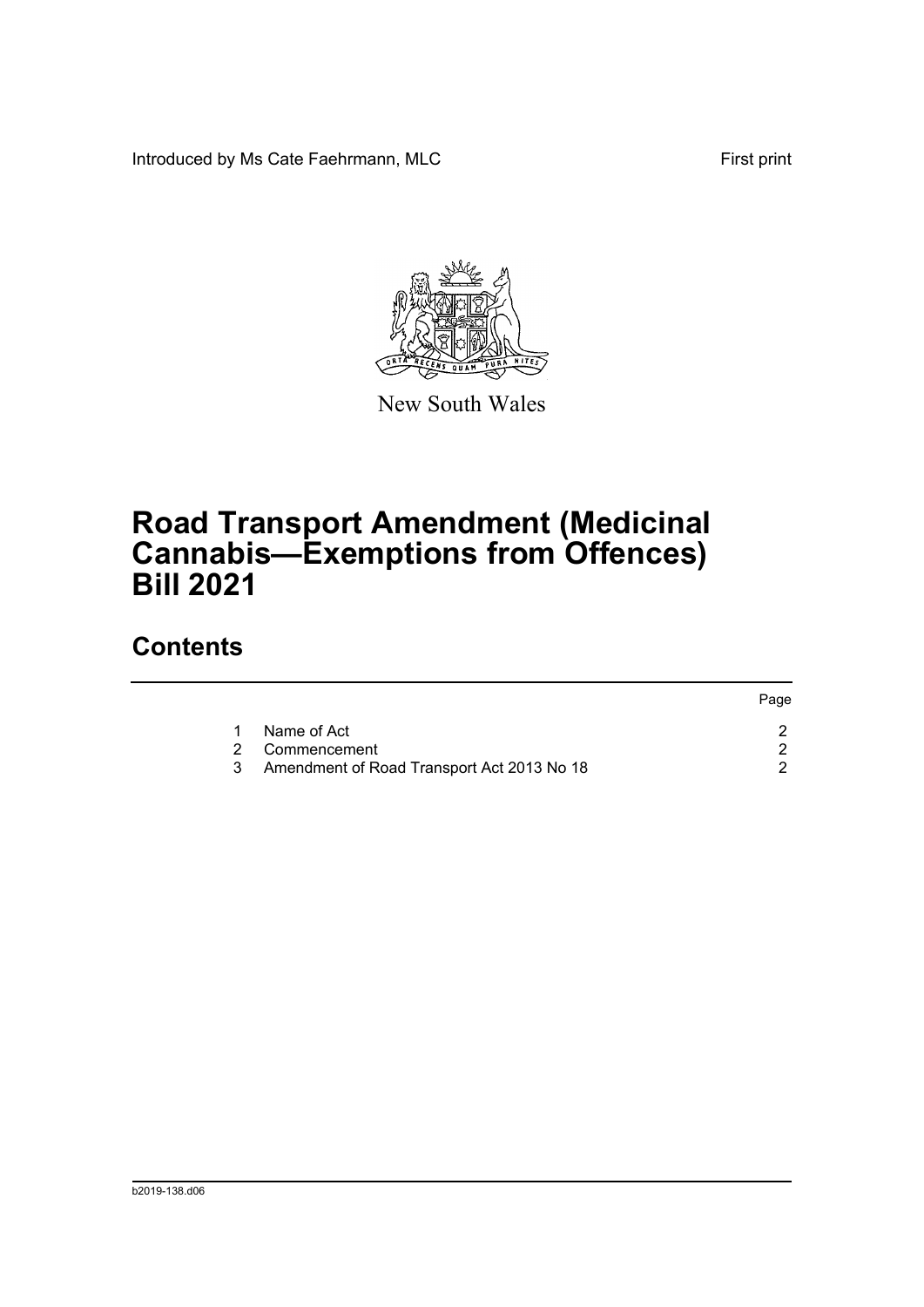Introduced by Ms Cate Faehrmann, MLC

First print

New South Wales

# Road Transport Amendment (Medicinal Cannabis—Exemptions from Offences) Bill 2021

## Contents

| | | Page |
|---|---|---|
| 1 | Name of Act | 2 |
| 2 | Commencement | 2 |
| 3 | Amendment of Road Transport Act 2013 No 18 | 2 |

b2019-138.d06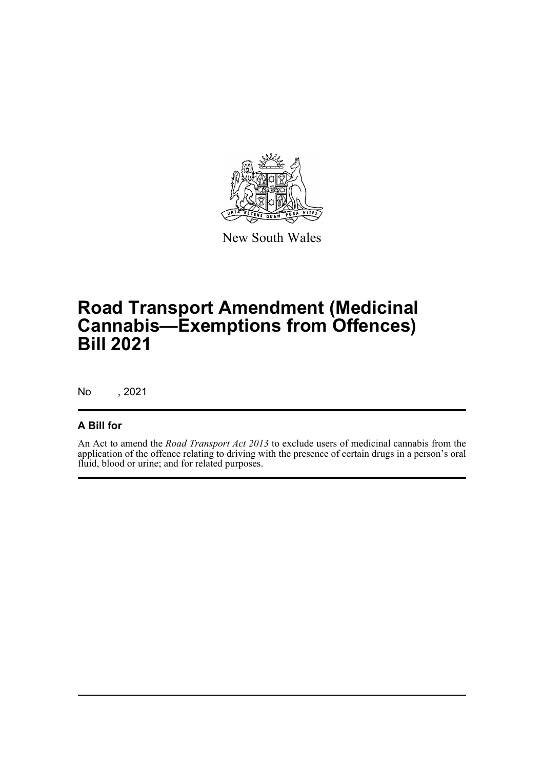New South Wales

# Road Transport Amendment (Medicinal Cannabis—Exemptions from Offences) Bill 2021

No , 2021

## A Bill for

An Act to amend the *Road Transport Act 2013* to exclude users of medicinal cannabis from the application of the offence relating to driving with the presence of certain drugs in a person's oral fluid, blood or urine; and for related purposes.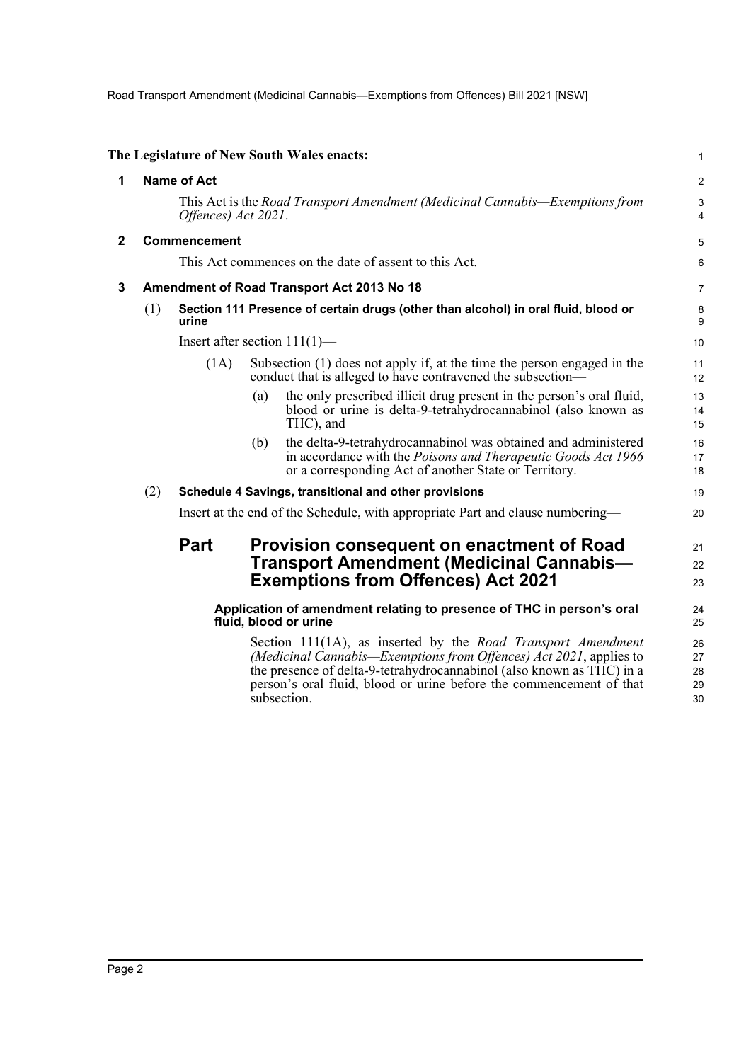**The Legislature of New South Wales enacts:**

## 1 Name of Act

This Act is the *Road Transport Amendment (Medicinal Cannabis—Exemptions from Offences) Act 2021*.

## 2 Commencement

This Act commences on the date of assent to this Act.

## 3 Amendment of Road Transport Act 2013 No 18

### (1) Section 111 Presence of certain drugs (other than alcohol) in oral fluid, blood or urine

Insert after section 111(1)—

(1A) Subsection (1) does not apply if, at the time the person engaged in the conduct that is alleged to have contravened the subsection—

(a) the only prescribed illicit drug present in the person's oral fluid, blood or urine is delta-9-tetrahydrocannabinol (also known as THC), and

(b) the delta-9-tetrahydrocannabinol was obtained and administered in accordance with the *Poisons and Therapeutic Goods Act 1966* or a corresponding Act of another State or Territory.

### (2) Schedule 4 Savings, transitional and other provisions

Insert at the end of the Schedule, with appropriate Part and clause numbering—

## Part Provision consequent on enactment of Road Transport Amendment (Medicinal Cannabis—Exemptions from Offences) Act 2021

**Application of amendment relating to presence of THC in person's oral fluid, blood or urine**

Section 111(1A), as inserted by the *Road Transport Amendment (Medicinal Cannabis—Exemptions from Offences) Act 2021*, applies to the presence of delta-9-tetrahydrocannabinol (also known as THC) in a person's oral fluid, blood or urine before the commencement of that subsection.